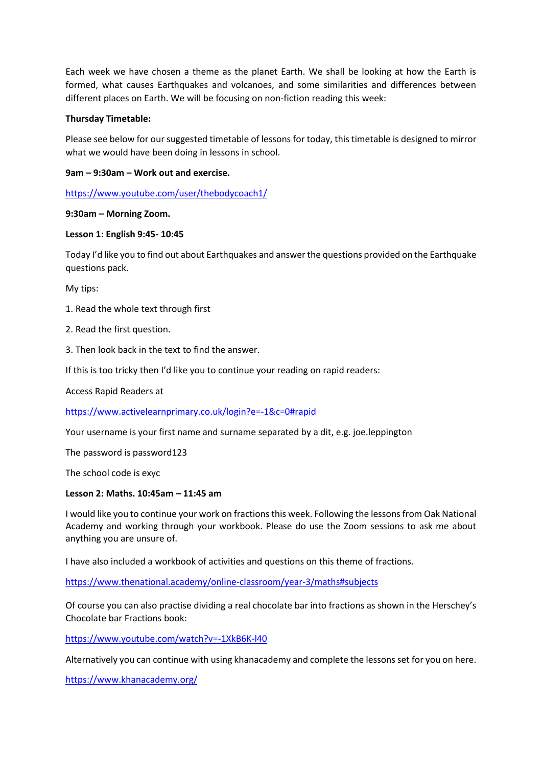Each week we have chosen a theme as the planet Earth. We shall be looking at how the Earth is formed, what causes Earthquakes and volcanoes, and some similarities and differences between different places on Earth. We will be focusing on non-fiction reading this week:

**Thursday Timetable:**

Please see below for our suggested timetable of lessons for today, this timetable is designed to mirror what we would have been doing in lessons in school.

**9am – 9:30am – Work out and exercise.**

https://www.youtube.com/user/thebodycoach1/

**9:30am – Morning Zoom.**

**Lesson 1: English 9:45- 10:45**

Today I'd like you to find out about Earthquakes and answer the questions provided on the Earthquake questions pack.

My tips:

1. Read the whole text through first
2. Read the first question.
3. Then look back in the text to find the answer.

If this is too tricky then I'd like you to continue your reading on rapid readers:

Access Rapid Readers at

https://www.activelearnprimary.co.uk/login?e=-1&c=0#rapid

Your username is your first name and surname separated by a dit, e.g. joe.leppington

The password is password123

The school code is exyc

**Lesson 2: Maths. 10:45am – 11:45 am**

I would like you to continue your work on fractions this week. Following the lessons from Oak National Academy and working through your workbook. Please do use the Zoom sessions to ask me about anything you are unsure of.

I have also included a workbook of activities and questions on this theme of fractions.

https://www.thenational.academy/online-classroom/year-3/maths#subjects

Of course you can also practise dividing a real chocolate bar into fractions as shown in the Herschey's Chocolate bar Fractions book:

https://www.youtube.com/watch?v=-1XkB6K-l40

Alternatively you can continue with using khanacademy and complete the lessons set for you on here.

https://www.khanacademy.org/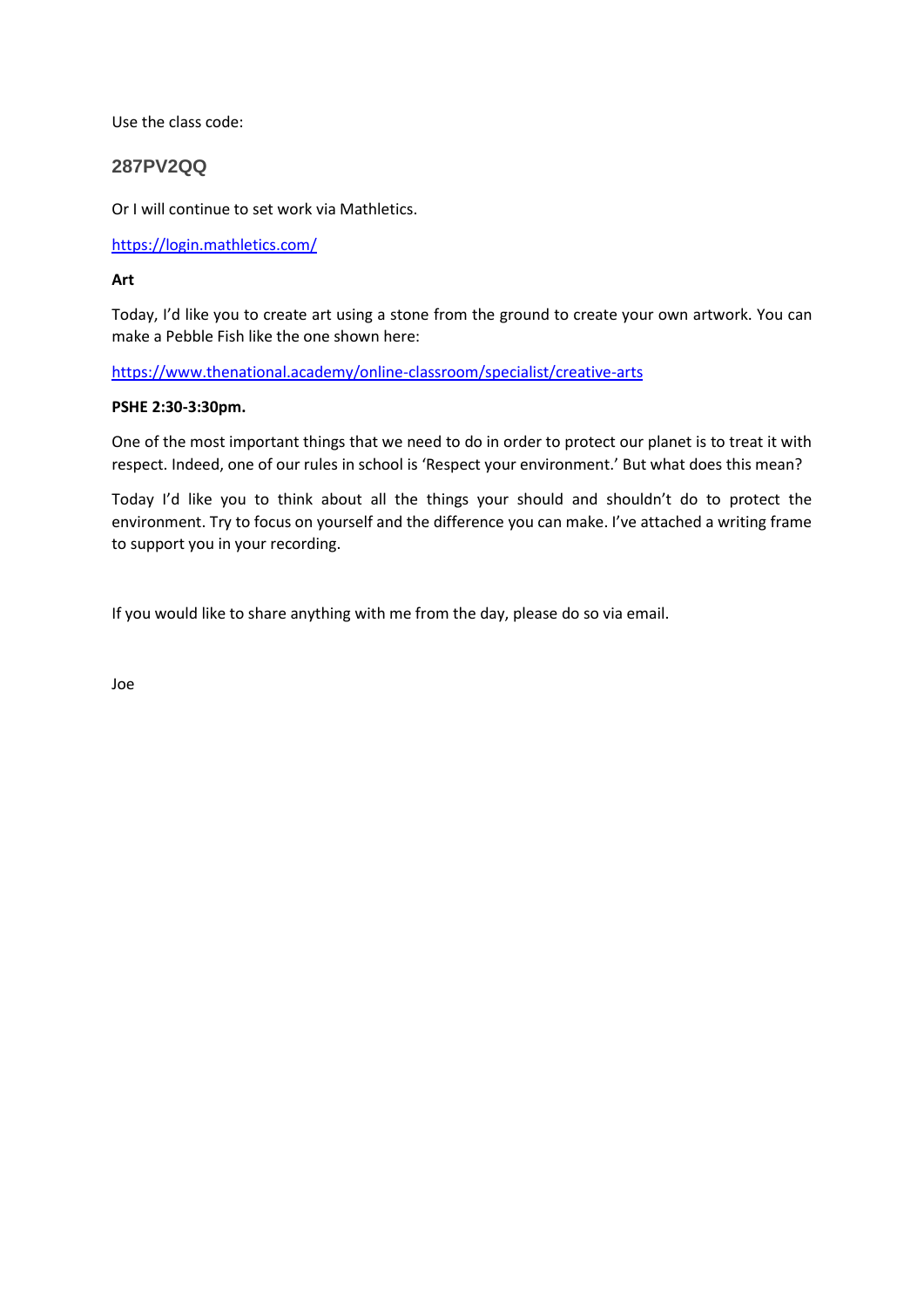Use the class code:

**287PV2QQ**

Or I will continue to set work via Mathletics.

https://login.mathletics.com/

**Art**

Today, I'd like you to create art using a stone from the ground to create your own artwork. You can make a Pebble Fish like the one shown here:

https://www.thenational.academy/online-classroom/specialist/creative-arts

**PSHE 2:30-3:30pm.**

One of the most important things that we need to do in order to protect our planet is to treat it with respect. Indeed, one of our rules in school is 'Respect your environment.' But what does this mean?

Today I'd like you to think about all the things your should and shouldn't do to protect the environment. Try to focus on yourself and the difference you can make. I've attached a writing frame to support you in your recording.

If you would like to share anything with me from the day, please do so via email.

Joe